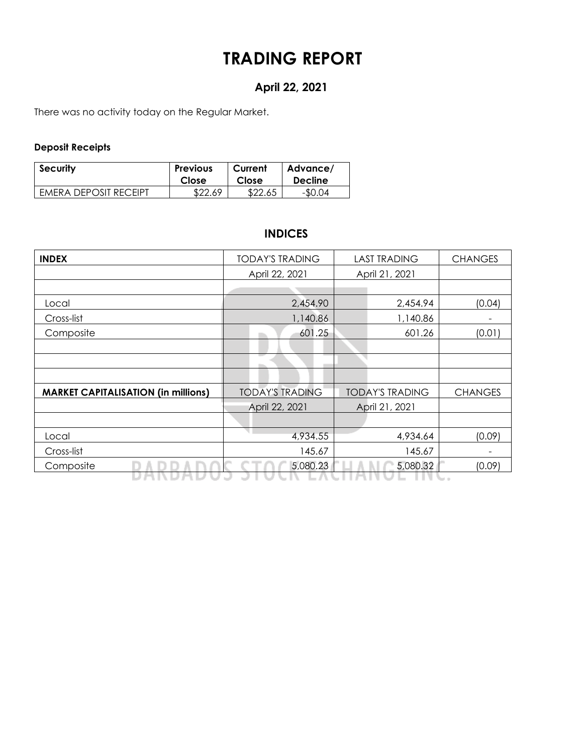# TRADING REPORT

## April 22, 2021

There was no activity today on the Regular Market.

**Deposit Receipts**

| Security | Previous Close | Current Close | Advance/ Decline |
|---|---|---|---|
| EMERA DEPOSIT RECEIPT | $22.69 | $22.65 | -$0.04 |

## INDICES

| INDEX | TODAY'S TRADING | LAST TRADING | CHANGES |
|---|---|---|---|
| | April 22, 2021 | April 21, 2021 | |
| | | | |
| Local | 2,454.90 | 2,454.94 | (0.04) |
| Cross-list | 1,140.86 | 1,140.86 | - |
| Composite | 601.25 | 601.26 | (0.01) |
| | | | |
| | | | |
| | | | |
| **MARKET CAPITALISATION (in millions)** | TODAY'S TRADING | TODAY'S TRADING | CHANGES |
| | April 22, 2021 | April 21, 2021 | |
| | | | |
| Local | 4,934.55 | 4,934.64 | (0.09) |
| Cross-list | 145.67 | 145.67 | - |
| Composite | 5,080.23 | 5,080.32 | (0.09) |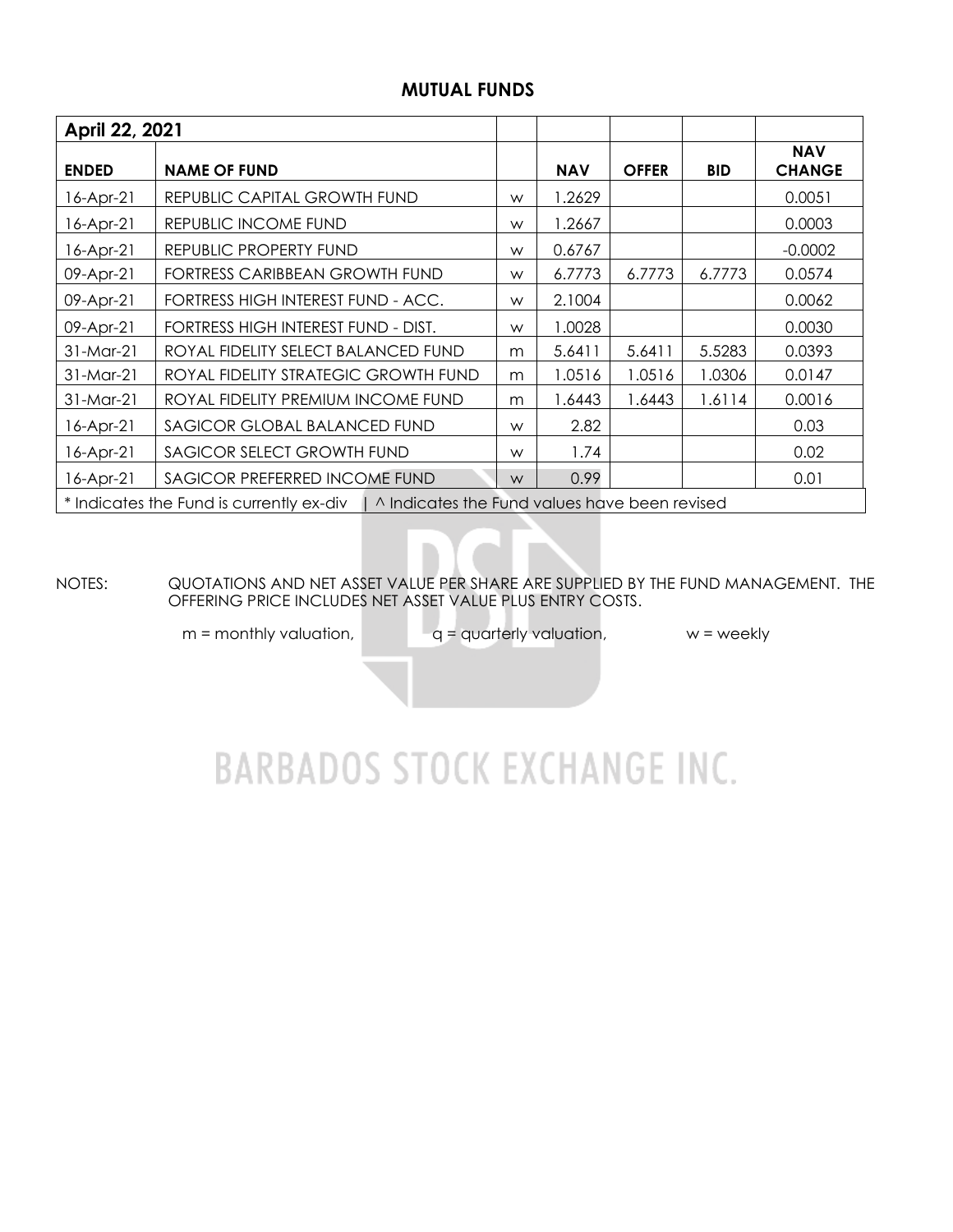## MUTUAL FUNDS

| April 22, 2021 | | | | | | |
|---|---|---|---|---|---|---|
| **ENDED** | **NAME OF FUND** | | **NAV** | **OFFER** | **BID** | **NAV CHANGE** |
| 16-Apr-21 | REPUBLIC CAPITAL GROWTH FUND | w | 1.2629 | | | 0.0051 |
| 16-Apr-21 | REPUBLIC INCOME FUND | w | 1.2667 | | | 0.0003 |
| 16-Apr-21 | REPUBLIC PROPERTY FUND | w | 0.6767 | | | -0.0002 |
| 09-Apr-21 | FORTRESS CARIBBEAN GROWTH FUND | w | 6.7773 | 6.7773 | 6.7773 | 0.0574 |
| 09-Apr-21 | FORTRESS HIGH INTEREST FUND - ACC. | w | 2.1004 | | | 0.0062 |
| 09-Apr-21 | FORTRESS HIGH INTEREST FUND - DIST. | w | 1.0028 | | | 0.0030 |
| 31-Mar-21 | ROYAL FIDELITY SELECT BALANCED FUND | m | 5.6411 | 5.6411 | 5.5283 | 0.0393 |
| 31-Mar-21 | ROYAL FIDELITY STRATEGIC GROWTH FUND | m | 1.0516 | 1.0516 | 1.0306 | 0.0147 |
| 31-Mar-21 | ROYAL FIDELITY PREMIUM INCOME FUND | m | 1.6443 | 1.6443 | 1.6114 | 0.0016 |
| 16-Apr-21 | SAGICOR GLOBAL BALANCED FUND | w | 2.82 | | | 0.03 |
| 16-Apr-21 | SAGICOR SELECT GROWTH FUND | w | 1.74 | | | 0.02 |
| 16-Apr-21 | SAGICOR PREFERRED INCOME FUND | w | 0.99 | | | 0.01 |

* Indicates the Fund is currently ex-div | ^ Indicates the Fund values have been revised

NOTES: QUOTATIONS AND NET ASSET VALUE PER SHARE ARE SUPPLIED BY THE FUND MANAGEMENT. THE OFFERING PRICE INCLUDES NET ASSET VALUE PLUS ENTRY COSTS.

m = monthly valuation, q = quarterly valuation, w = weekly

BARBADOS STOCK EXCHANGE INC.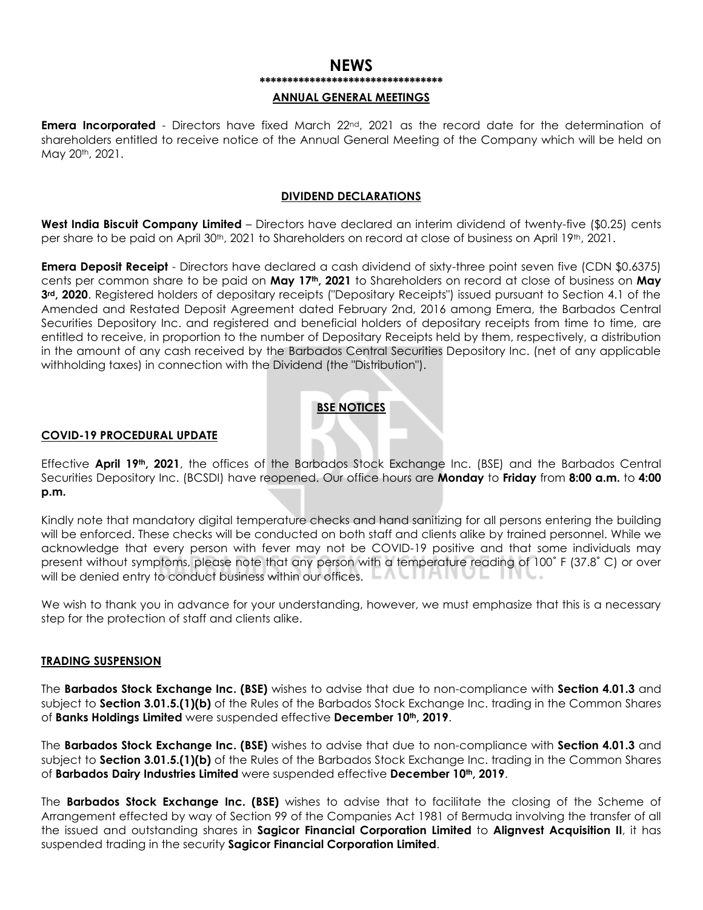# NEWS

\*\*\*\*\*\*\*\*\*\*\*\*\*\*\*\*\*\*\*\*\*\*\*\*\*\*\*\*\*\*\*\*\*

## ANNUAL GENERAL MEETINGS

**Emera Incorporated** - Directors have fixed March 22nd, 2021 as the record date for the determination of shareholders entitled to receive notice of the Annual General Meeting of the Company which will be held on May 20th, 2021.

## DIVIDEND DECLARATIONS

**West India Biscuit Company Limited** – Directors have declared an interim dividend of twenty-five ($0.25) cents per share to be paid on April 30th, 2021 to Shareholders on record at close of business on April 19th, 2021.

**Emera Deposit Receipt** - Directors have declared a cash dividend of sixty-three point seven five (CDN $0.6375) cents per common share to be paid on **May 17th, 2021** to Shareholders on record at close of business on **May 3rd, 2020**. Registered holders of depositary receipts ("Depositary Receipts") issued pursuant to Section 4.1 of the Amended and Restated Deposit Agreement dated February 2nd, 2016 among Emera, the Barbados Central Securities Depository Inc. and registered and beneficial holders of depositary receipts from time to time, are entitled to receive, in proportion to the number of Depositary Receipts held by them, respectively, a distribution in the amount of any cash received by the Barbados Central Securities Depository Inc. (net of any applicable withholding taxes) in connection with the Dividend (the "Distribution").

## BSE NOTICES

### COVID-19 PROCEDURAL UPDATE

Effective **April 19th, 2021**, the offices of the Barbados Stock Exchange Inc. (BSE) and the Barbados Central Securities Depository Inc. (BCSDI) have reopened. Our office hours are **Monday** to **Friday** from **8:00 a.m.** to **4:00 p.m.**

Kindly note that mandatory digital temperature checks and hand sanitizing for all persons entering the building will be enforced. These checks will be conducted on both staff and clients alike by trained personnel. While we acknowledge that every person with fever may not be COVID-19 positive and that some individuals may present without symptoms, please note that any person with a temperature reading of 100˚ F (37.8˚ C) or over will be denied entry to conduct business within our offices.

We wish to thank you in advance for your understanding, however, we must emphasize that this is a necessary step for the protection of staff and clients alike.

### TRADING SUSPENSION

The **Barbados Stock Exchange Inc. (BSE)** wishes to advise that due to non-compliance with **Section 4.01.3** and subject to **Section 3.01.5.(1)(b)** of the Rules of the Barbados Stock Exchange Inc. trading in the Common Shares of **Banks Holdings Limited** were suspended effective **December 10th, 2019**.

The **Barbados Stock Exchange Inc. (BSE)** wishes to advise that due to non-compliance with **Section 4.01.3** and subject to **Section 3.01.5.(1)(b)** of the Rules of the Barbados Stock Exchange Inc. trading in the Common Shares of **Barbados Dairy Industries Limited** were suspended effective **December 10th, 2019**.

The **Barbados Stock Exchange Inc. (BSE)** wishes to advise that to facilitate the closing of the Scheme of Arrangement effected by way of Section 99 of the Companies Act 1981 of Bermuda involving the transfer of all the issued and outstanding shares in **Sagicor Financial Corporation Limited** to **Alignvest Acquisition II**, it has suspended trading in the security **Sagicor Financial Corporation Limited**.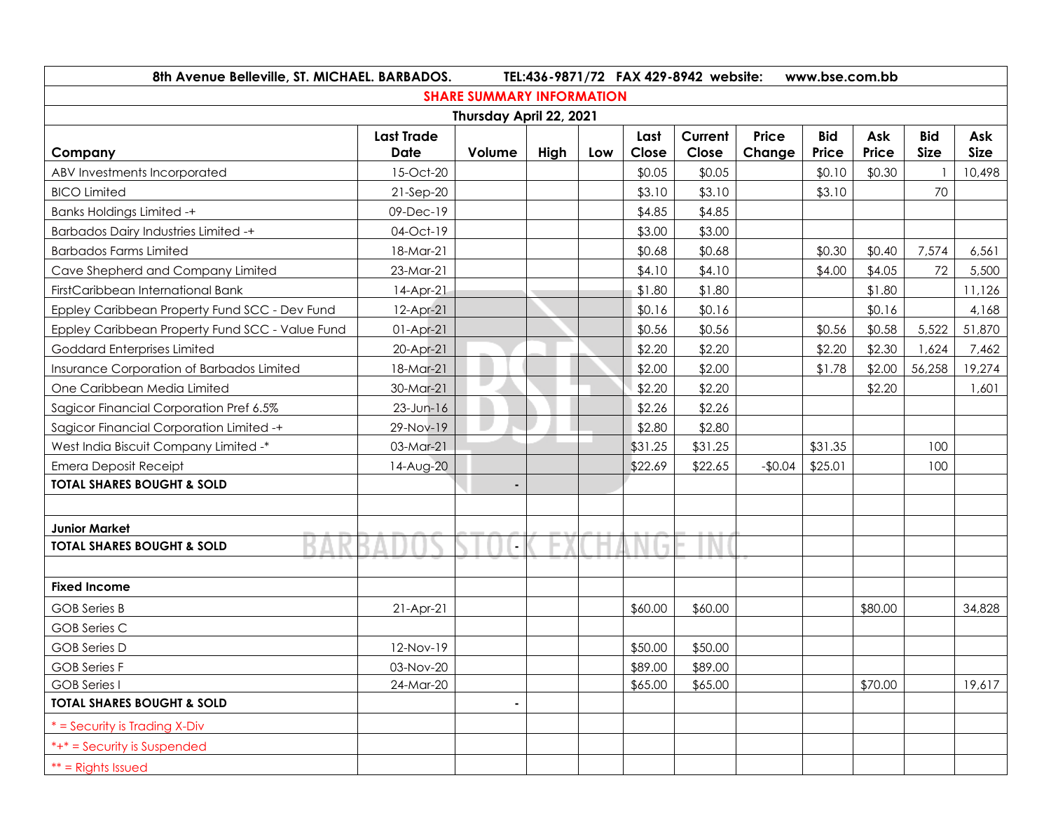**8th Avenue Belleville, ST. MICHAEL. BARBADOS. TEL:436-9871/72 FAX 429-8942 website: www.bse.com.bb**

## SHARE SUMMARY INFORMATION

**Thursday April 22, 2021**

| Company | Last Trade Date | Volume | High | Low | Last Close | Current Close | Price Change | Bid Price | Ask Price | Bid Size | Ask Size |
|---|---|---|---|---|---|---|---|---|---|---|---|
| ABV Investments Incorporated | 15-Oct-20 | | | | $0.05 | $0.05 | | $0.10 | $0.30 | 1 | 10,498 |
| BICO Limited | 21-Sep-20 | | | | $3.10 | $3.10 | | $3.10 | | 70 | |
| Banks Holdings Limited -+ | 09-Dec-19 | | | | $4.85 | $4.85 | | | | | |
| Barbados Dairy Industries Limited -+ | 04-Oct-19 | | | | $3.00 | $3.00 | | | | | |
| Barbados Farms Limited | 18-Mar-21 | | | | $0.68 | $0.68 | | $0.30 | $0.40 | 7,574 | 6,561 |
| Cave Shepherd and Company Limited | 23-Mar-21 | | | | $4.10 | $4.10 | | $4.00 | $4.05 | 72 | 5,500 |
| FirstCaribbean International Bank | 14-Apr-21 | | | | $1.80 | $1.80 | | | $1.80 | | 11,126 |
| Eppley Caribbean Property Fund SCC - Dev Fund | 12-Apr-21 | | | | $0.16 | $0.16 | | | $0.16 | | 4,168 |
| Eppley Caribbean Property Fund SCC - Value Fund | 01-Apr-21 | | | | $0.56 | $0.56 | | $0.56 | $0.58 | 5,522 | 51,870 |
| Goddard Enterprises Limited | 20-Apr-21 | | | | $2.20 | $2.20 | | $2.20 | $2.30 | 1,624 | 7,462 |
| Insurance Corporation of Barbados Limited | 18-Mar-21 | | | | $2.00 | $2.00 | | $1.78 | $2.00 | 56,258 | 19,274 |
| One Caribbean Media Limited | 30-Mar-21 | | | | $2.20 | $2.20 | | | $2.20 | | 1,601 |
| Sagicor Financial Corporation Pref 6.5% | 23-Jun-16 | | | | $2.26 | $2.26 | | | | | |
| Sagicor Financial Corporation Limited -+ | 29-Nov-19 | | | | $2.80 | $2.80 | | | | | |
| West India Biscuit Company Limited -* | 03-Mar-21 | | | | $31.25 | $31.25 | | $31.35 | | 100 | |
| Emera Deposit Receipt | 14-Aug-20 | | | | $22.69 | $22.65 | -$0.04 | $25.01 | | 100 | |
| **TOTAL SHARES BOUGHT & SOLD** | | - | | | | | | | | | |
| | | | | | | | | | | | |
| **Junior Market** | | | | | | | | | | | |
| **TOTAL SHARES BOUGHT & SOLD** | | - | | | | | | | | | |
| | | | | | | | | | | | |
| **Fixed Income** | | | | | | | | | | | |
| GOB Series B | 21-Apr-21 | | | | $60.00 | $60.00 | | | $80.00 | | 34,828 |
| GOB Series C | | | | | | | | | | | |
| GOB Series D | 12-Nov-19 | | | | $50.00 | $50.00 | | | | | |
| GOB Series F | 03-Nov-20 | | | | $89.00 | $89.00 | | | | | |
| GOB Series I | 24-Mar-20 | | | | $65.00 | $65.00 | | | $70.00 | | 19,617 |
| **TOTAL SHARES BOUGHT & SOLD** | | - | | | | | | | | | |

* = Security is Trading X-Div

*+* = Security is Suspended

** = Rights Issued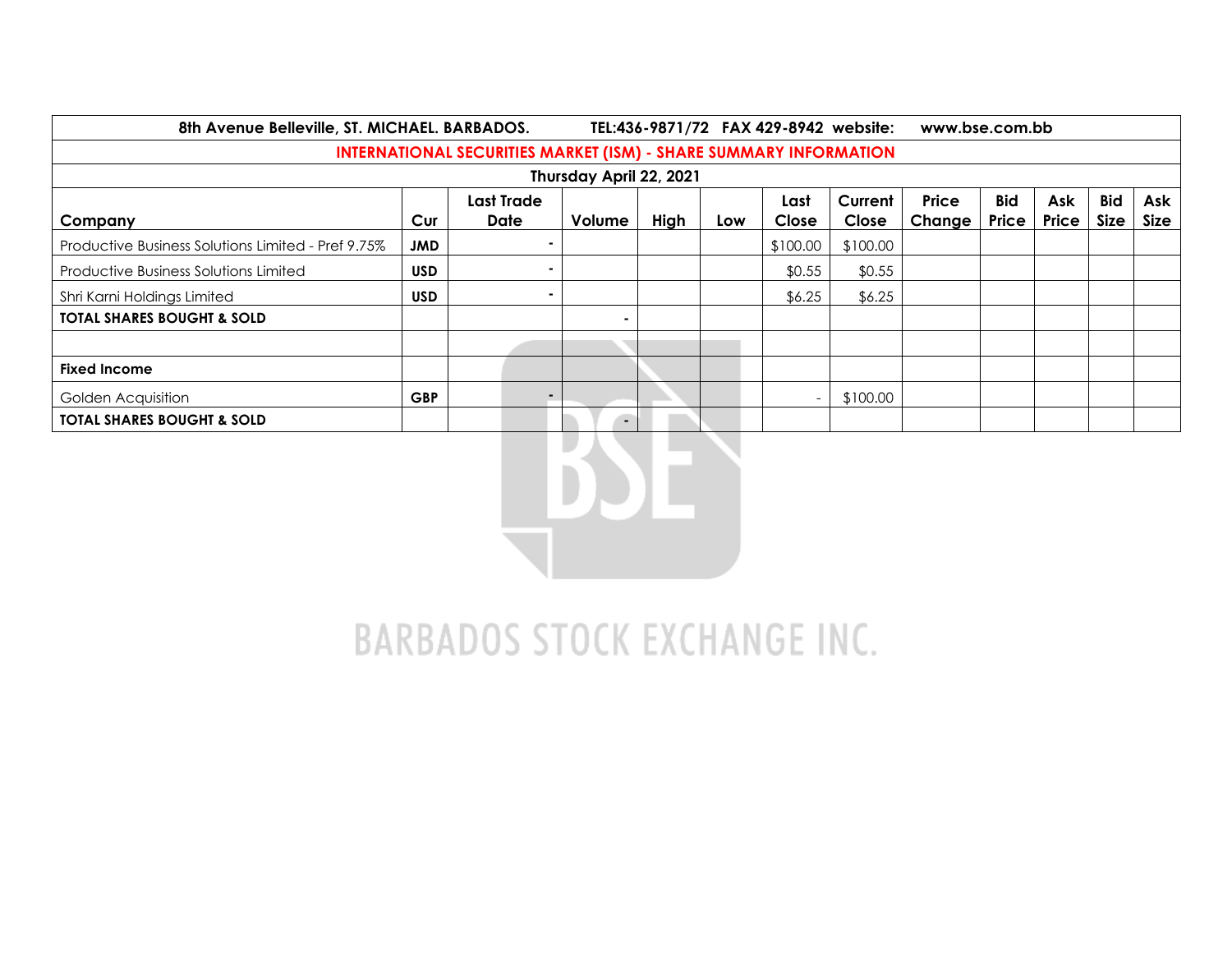| 8th Avenue Belleville, ST. MICHAEL. BARBADOS. TEL:436-9871/72 FAX 429-8942 website: www.bse.com.bb | | | | | | | | | | | | | |
|---|---|---|---|---|---|---|---|---|---|---|---|---|---|
| **INTERNATIONAL SECURITIES MARKET (ISM) - SHARE SUMMARY INFORMATION** | | | | | | | | | | | | | |
| **Thursday April 22, 2021** | | | | | | | | | | | | | |
| **Company** | **Cur** | **Last Trade Date** | **Volume** | **High** | **Low** | **Last Close** | **Current Close** | **Price Change** | **Bid Price** | **Ask Price** | **Bid Size** | **Ask Size** |
| Productive Business Solutions Limited - Pref 9.75% | **JMD** | - | | | | $100.00 | $100.00 | | | | | |
| Productive Business Solutions Limited | **USD** | - | | | | $0.55 | $0.55 | | | | | |
| Shri Karni Holdings Limited | **USD** | - | | | | $6.25 | $6.25 | | | | | |
| **TOTAL SHARES BOUGHT & SOLD** | | | - | | | | | | | | | |
| | | | | | | | | | | | | |
| **Fixed Income** | | | | | | | | | | | | |
| Golden Acquisition | **GBP** | - | | | | - | $100.00 | | | | | |
| **TOTAL SHARES BOUGHT & SOLD** | | | - | | | | | | | | | |

BARBADOS STOCK EXCHANGE INC.